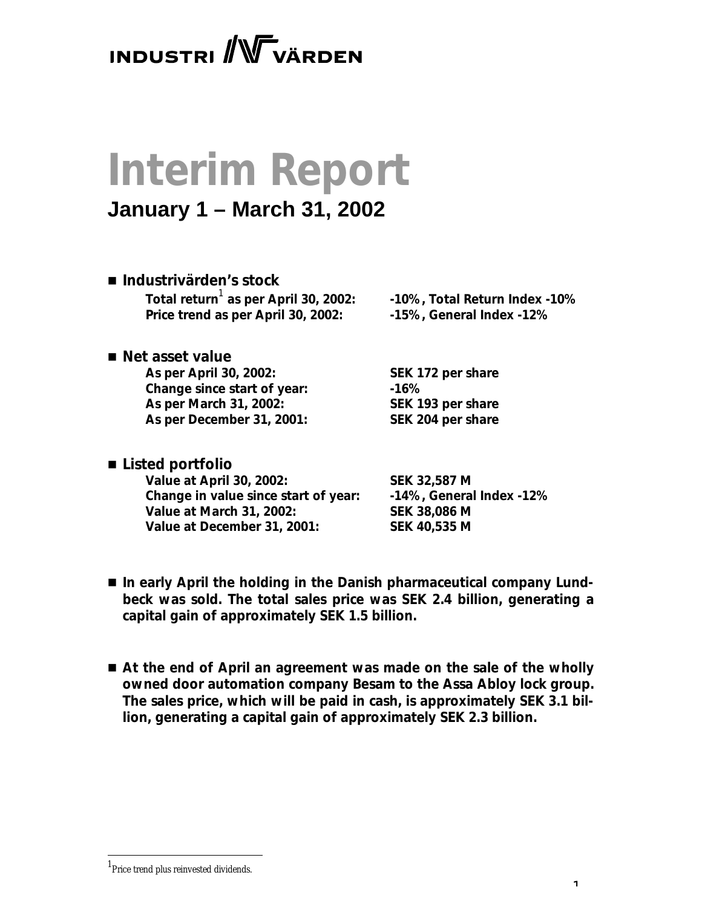INDUSTRIVÄRDEN

# Interim Report

## January 1 – March 31, 2002

- **Industrivärden's stock**

| | |
|---|---|
| **Total return[1] as per April 30, 2002:** | **-10%, Total Return Index -10%** |
| **Price trend as per April 30, 2002:** | **-15%, General Index -12%** |

- **Net asset value**

| | |
|---|---|
| **As per April 30, 2002:** | **SEK 172 per share** |
| **Change since start of year:** | **-16%** |
| **As per March 31, 2002:** | **SEK 193 per share** |
| **As per December 31, 2001:** | **SEK 204 per share** |

- **Listed portfolio**

| | |
|---|---|
| **Value at April 30, 2002:** | **SEK 32,587 M** |
| **Change in value since start of year:** | **-14%, General Index -12%** |
| **Value at March 31, 2002:** | **SEK 38,086 M** |
| **Value at December 31, 2001:** | **SEK 40,535 M** |

- **In early April the holding in the Danish pharmaceutical company Lundbeck was sold. The total sales price was SEK 2.4 billion, generating a capital gain of approximately SEK 1.5 billion.**

- **At the end of April an agreement was made on the sale of the wholly owned door automation company Besam to the Assa Abloy lock group. The sales price, which will be paid in cash, is approximately SEK 3.1 billion, generating a capital gain of approximately SEK 2.3 billion.**

[1] Price trend plus reinvested dividends.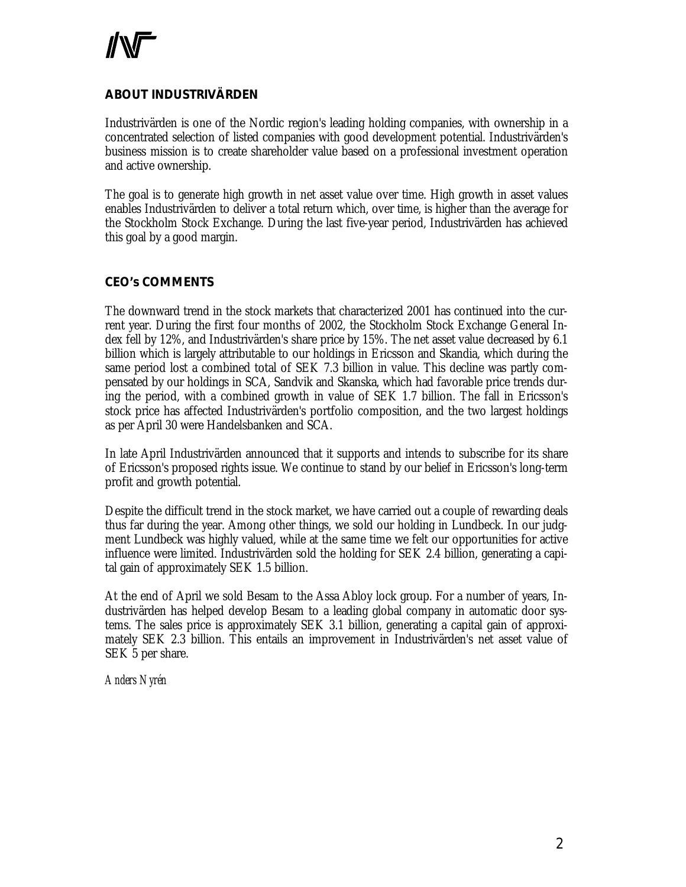## ABOUT INDUSTRIVÄRDEN

Industrivärden is one of the Nordic region's leading holding companies, with ownership in a concentrated selection of listed companies with good development potential. Industrivärden's business mission is to create shareholder value based on a professional investment operation and active ownership.

The goal is to generate high growth in net asset value over time. High growth in asset values enables Industrivärden to deliver a total return which, over time, is higher than the average for the Stockholm Stock Exchange. During the last five-year period, Industrivärden has achieved this goal by a good margin.

## CEO's COMMENTS

The downward trend in the stock markets that characterized 2001 has continued into the current year. During the first four months of 2002, the Stockholm Stock Exchange General Index fell by 12%, and Industrivärden's share price by 15%. The net asset value decreased by 6.1 billion which is largely attributable to our holdings in Ericsson and Skandia, which during the same period lost a combined total of SEK 7.3 billion in value. This decline was partly compensated by our holdings in SCA, Sandvik and Skanska, which had favorable price trends during the period, with a combined growth in value of SEK 1.7 billion. The fall in Ericsson's stock price has affected Industrivärden's portfolio composition, and the two largest holdings as per April 30 were Handelsbanken and SCA.

In late April Industrivärden announced that it supports and intends to subscribe for its share of Ericsson's proposed rights issue. We continue to stand by our belief in Ericsson's long-term profit and growth potential.

Despite the difficult trend in the stock market, we have carried out a couple of rewarding deals thus far during the year. Among other things, we sold our holding in Lundbeck. In our judgment Lundbeck was highly valued, while at the same time we felt our opportunities for active influence were limited. Industrivärden sold the holding for SEK 2.4 billion, generating a capital gain of approximately SEK 1.5 billion.

At the end of April we sold Besam to the Assa Abloy lock group. For a number of years, Industrivärden has helped develop Besam to a leading global company in automatic door systems. The sales price is approximately SEK 3.1 billion, generating a capital gain of approximately SEK 2.3 billion. This entails an improvement in Industrivärden's net asset value of SEK 5 per share.

*Anders Nyrén*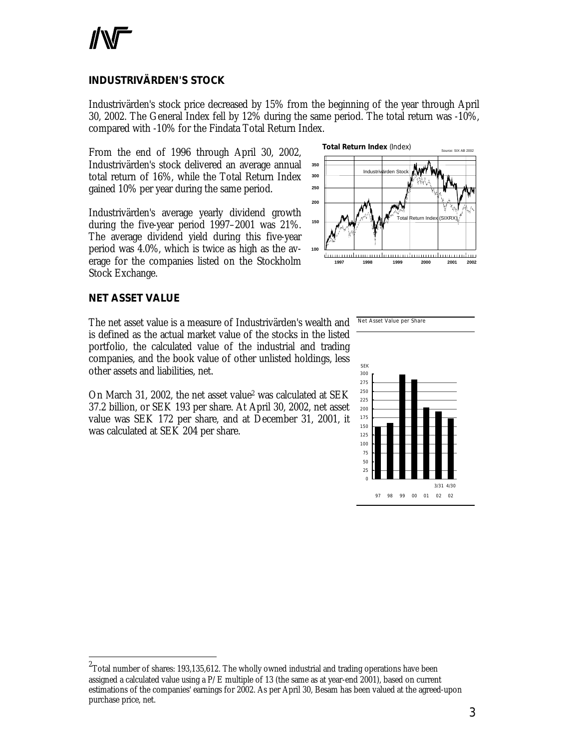## INDUSTRIVÄRDEN'S STOCK

Industrivärden's stock price decreased by 15% from the beginning of the year through April 30, 2002. The General Index fell by 12% during the same period. The total return was -10%, compared with -10% for the Findata Total Return Index.

From the end of 1996 through April 30, 2002, Industrivärden's stock delivered an average annual total return of 16%, while the Total Return Index gained 10% per year during the same period.

Industrivärden's average yearly dividend growth during the five-year period 1997–2001 was 21%. The average dividend yield during this five-year period was 4.0%, which is twice as high as the average for the companies listed on the Stockholm Stock Exchange.

**Total Return Index** (Index)

## NET ASSET VALUE

The net asset value is a measure of Industrivärden's wealth and is defined as the actual market value of the stocks in the listed portfolio, the calculated value of the industrial and trading companies, and the book value of other unlisted holdings, less other assets and liabilities, net.

On March 31, 2002, the net asset value[2] was calculated at SEK 37.2 billion, or SEK 193 per share. At April 30, 2002, net asset value was SEK 172 per share, and at December 31, 2001, it was calculated at SEK 204 per share.

Net Asset Value per Share

---

[2] Total number of shares: 193,135,612. The wholly owned industrial and trading operations have been assigned a calculated value using a P/E multiple of 13 (the same as at year-end 2001), based on current estimations of the companies' earnings for 2002. As per April 30, Besam has been valued at the agreed-upon purchase price, net.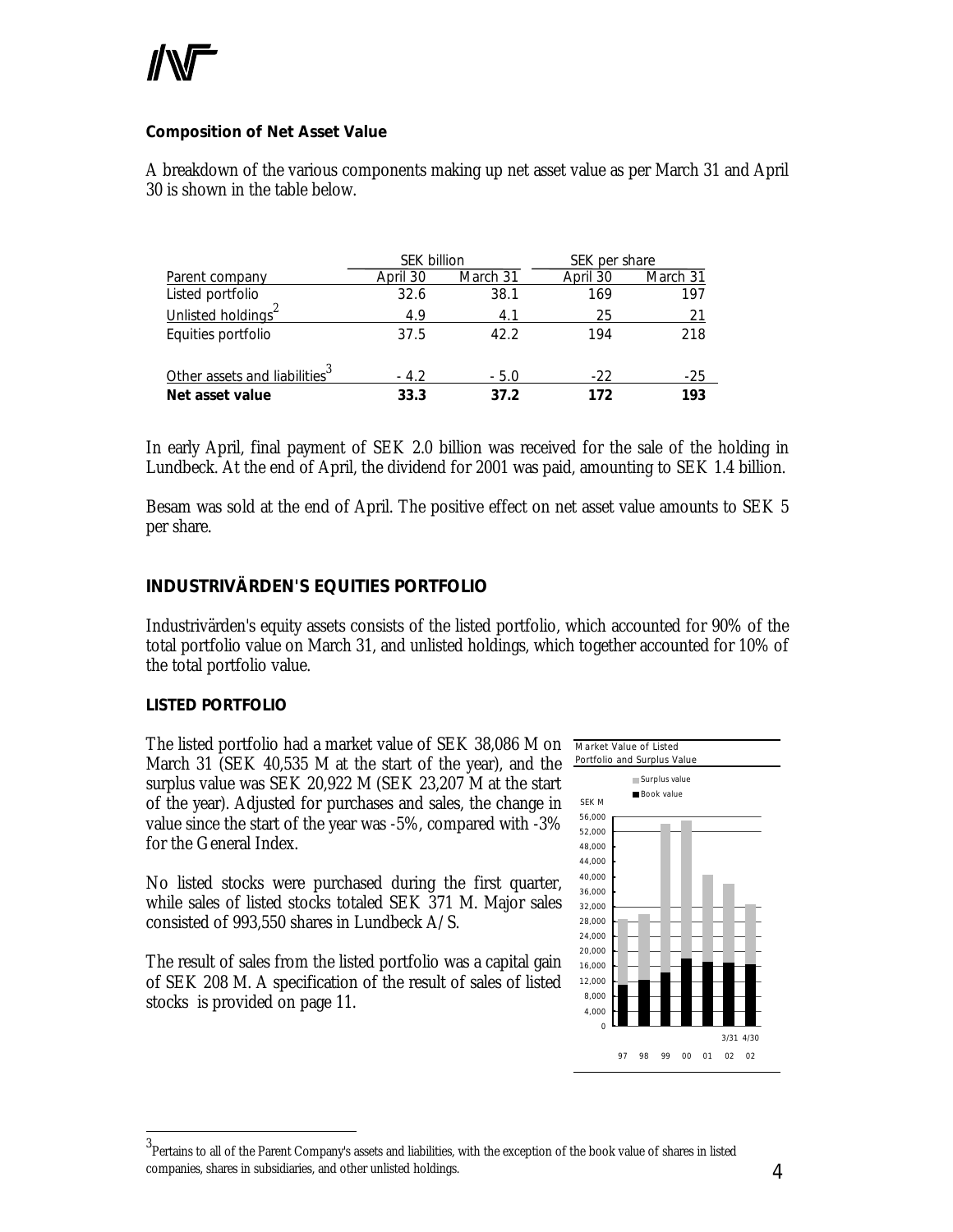### Composition of Net Asset Value

A breakdown of the various components making up net asset value as per March 31 and April 30 is shown in the table below.

| | SEK billion | | SEK per share | |
|---|---|---|---|---|
| Parent company | April 30 | March 31 | April 30 | March 31 |
| Listed portfolio | 32.6 | 38.1 | 169 | 197 |
| Unlisted holdings[2] | 4.9 | 4.1 | 25 | 21 |
| Equities portfolio | 37.5 | 42.2 | 194 | 218 |
| Other assets and liabilities[3] | - 4.2 | - 5.0 | -22 | -25 |
| **Net asset value** | **33.3** | **37.2** | **172** | **193** |

In early April, final payment of SEK 2.0 billion was received for the sale of the holding in Lundbeck. At the end of April, the dividend for 2001 was paid, amounting to SEK 1.4 billion.

Besam was sold at the end of April. The positive effect on net asset value amounts to SEK 5 per share.

## INDUSTRIVÄRDEN'S EQUITIES PORTFOLIO

Industrivärden's equity assets consists of the listed portfolio, which accounted for 90% of the total portfolio value on March 31, and unlisted holdings, which together accounted for 10% of the total portfolio value.

### LISTED PORTFOLIO

The listed portfolio had a market value of SEK 38,086 M on March 31 (SEK 40,535 M at the start of the year), and the surplus value was SEK 20,922 M (SEK 23,207 M at the start of the year). Adjusted for purchases and sales, the change in value since the start of the year was -5%, compared with -3% for the General Index.

No listed stocks were purchased during the first quarter, while sales of listed stocks totaled SEK 371 M. Major sales consisted of 993,550 shares in Lundbeck A/S.

The result of sales from the listed portfolio was a capital gain of SEK 208 M. A specification of the result of sales of listed stocks is provided on page 11.

Market Value of Listed Portfolio and Surplus Value

[3] Pertains to all of the Parent Company's assets and liabilities, with the exception of the book value of shares in listed companies, shares in subsidiaries, and other unlisted holdings.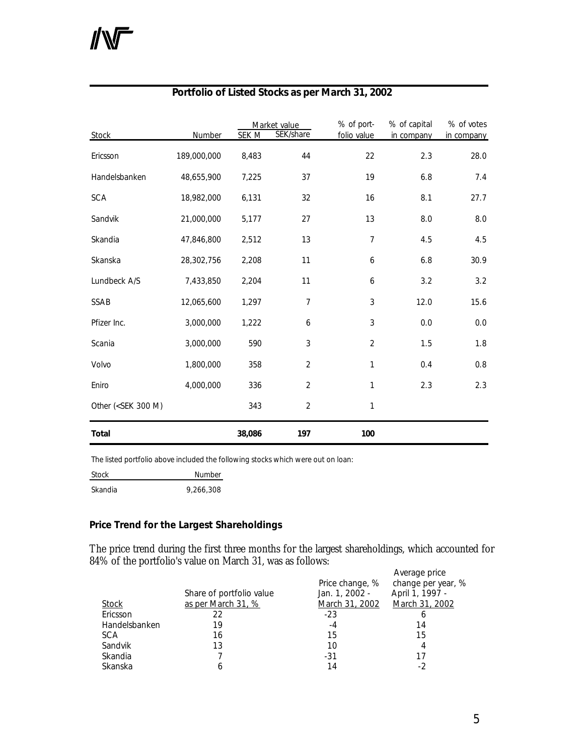## Portfolio of Listed Stocks as per March 31, 2002

| Stock | Number | Market value SEK M | Market value SEK/share | % of portfolio value | % of capital in company | % of votes in company |
|---|---|---|---|---|---|---|
| Ericsson | 189,000,000 | 8,483 | 44 | 22 | 2.3 | 28.0 |
| Handelsbanken | 48,655,900 | 7,225 | 37 | 19 | 6.8 | 7.4 |
| SCA | 18,982,000 | 6,131 | 32 | 16 | 8.1 | 27.7 |
| Sandvik | 21,000,000 | 5,177 | 27 | 13 | 8.0 | 8.0 |
| Skandia | 47,846,800 | 2,512 | 13 | 7 | 4.5 | 4.5 |
| Skanska | 28,302,756 | 2,208 | 11 | 6 | 6.8 | 30.9 |
| Lundbeck A/S | 7,433,850 | 2,204 | 11 | 6 | 3.2 | 3.2 |
| SSAB | 12,065,600 | 1,297 | 7 | 3 | 12.0 | 15.6 |
| Pfizer Inc. | 3,000,000 | 1,222 | 6 | 3 | 0.0 | 0.0 |
| Scania | 3,000,000 | 590 | 3 | 2 | 1.5 | 1.8 |
| Volvo | 1,800,000 | 358 | 2 | 1 | 0.4 | 0.8 |
| Eniro | 4,000,000 | 336 | 2 | 1 | 2.3 | 2.3 |
| Other (<SEK 300 M) | | 343 | 2 | 1 | | |
| **Total** | | **38,086** | **197** | **100** | | |

The listed portfolio above included the following stocks which were out on loan:

| Stock | Number |
|---|---|
| Skandia | 9,266,308 |

**Price Trend for the Largest Shareholdings**

The price trend during the first three months for the largest shareholdings, which accounted for 84% of the portfolio's value on March 31, was as follows:

| Stock | Share of portfolio value as per March 31, % | Price change, % Jan. 1, 2002 - March 31, 2002 | Average price change per year, % April 1, 1997 - March 31, 2002 |
|---|---|---|---|
| Ericsson | 22 | -23 | 6 |
| Handelsbanken | 19 | -4 | 14 |
| SCA | 16 | 15 | 15 |
| Sandvik | 13 | 10 | 4 |
| Skandia | 7 | -31 | 17 |
| Skanska | 6 | 14 | -2 |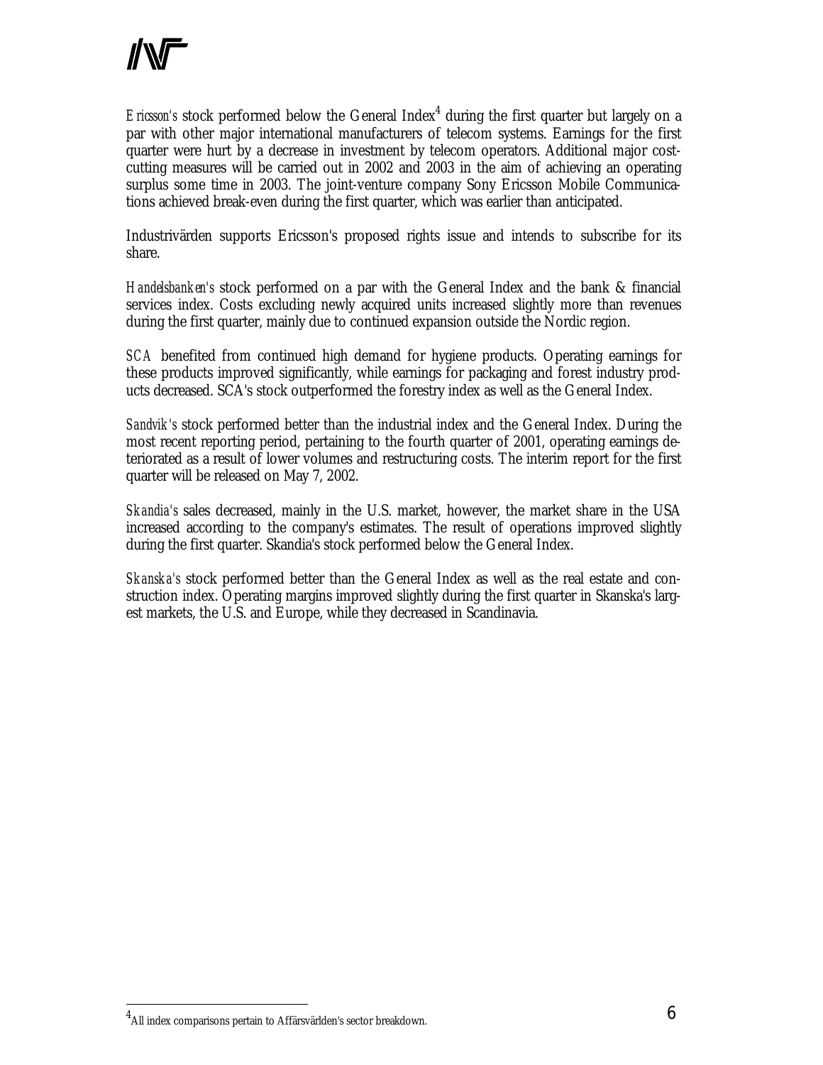*Ericsson's* stock performed below the General Index[4] during the first quarter but largely on a par with other major international manufacturers of telecom systems. Earnings for the first quarter were hurt by a decrease in investment by telecom operators. Additional major cost-cutting measures will be carried out in 2002 and 2003 in the aim of achieving an operating surplus some time in 2003. The joint-venture company Sony Ericsson Mobile Communications achieved break-even during the first quarter, which was earlier than anticipated.

Industrivärden supports Ericsson's proposed rights issue and intends to subscribe for its share.

*Handelsbanken's* stock performed on a par with the General Index and the bank & financial services index. Costs excluding newly acquired units increased slightly more than revenues during the first quarter, mainly due to continued expansion outside the Nordic region.

*SCA* benefited from continued high demand for hygiene products. Operating earnings for these products improved significantly, while earnings for packaging and forest industry products decreased. SCA's stock outperformed the forestry index as well as the General Index.

*Sandvik's* stock performed better than the industrial index and the General Index. During the most recent reporting period, pertaining to the fourth quarter of 2001, operating earnings deteriorated as a result of lower volumes and restructuring costs. The interim report for the first quarter will be released on May 7, 2002.

*Skandia's* sales decreased, mainly in the U.S. market, however, the market share in the USA increased according to the company's estimates. The result of operations improved slightly during the first quarter. Skandia's stock performed below the General Index.

*Skanska's* stock performed better than the General Index as well as the real estate and construction index. Operating margins improved slightly during the first quarter in Skanska's largest markets, the U.S. and Europe, while they decreased in Scandinavia.

[4] All index comparisons pertain to Affärsvärlden's sector breakdown.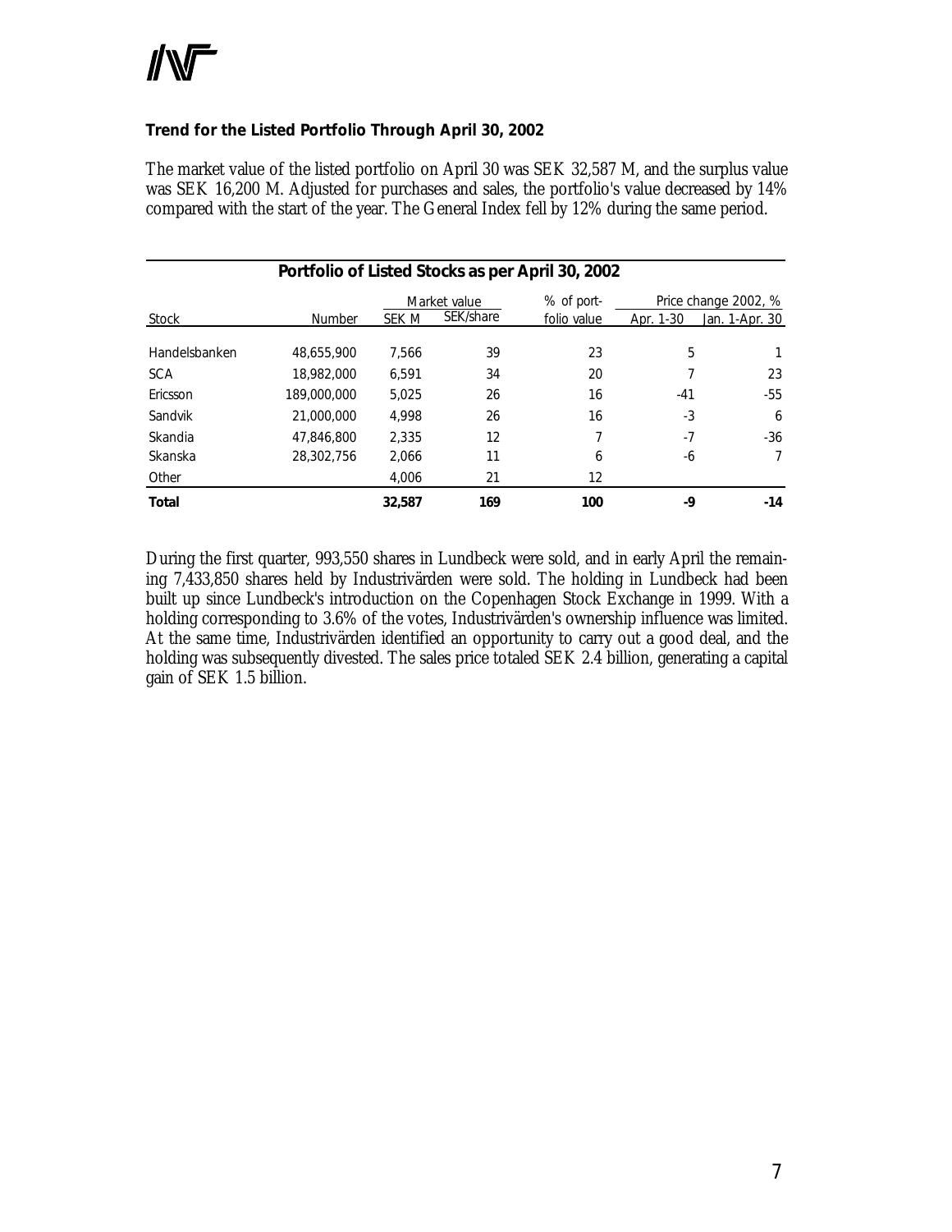### Trend for the Listed Portfolio Through April 30, 2002

The market value of the listed portfolio on April 30 was SEK 32,587 M, and the surplus value was SEK 16,200 M. Adjusted for purchases and sales, the portfolio's value decreased by 14% compared with the start of the year. The General Index fell by 12% during the same period.

**Portfolio of Listed Stocks as per April 30, 2002**

| | | Market value | | % of port- | Price change 2002, % | |
|---|---|---|---|---|---|---|
| Stock | Number | SEK M | SEK/share | folio value | Apr. 1-30 | Jan. 1-Apr. 30 |
| Handelsbanken | 48,655,900 | 7,566 | 39 | 23 | 5 | 1 |
| SCA | 18,982,000 | 6,591 | 34 | 20 | 7 | 23 |
| Ericsson | 189,000,000 | 5,025 | 26 | 16 | -41 | -55 |
| Sandvik | 21,000,000 | 4,998 | 26 | 16 | -3 | 6 |
| Skandia | 47,846,800 | 2,335 | 12 | 7 | -7 | -36 |
| Skanska | 28,302,756 | 2,066 | 11 | 6 | -6 | 7 |
| Other | | 4,006 | 21 | 12 | | |
| **Total** | | **32,587** | **169** | **100** | **-9** | **-14** |

During the first quarter, 993,550 shares in Lundbeck were sold, and in early April the remaining 7,433,850 shares held by Industrivärden were sold. The holding in Lundbeck had been built up since Lundbeck's introduction on the Copenhagen Stock Exchange in 1999. With a holding corresponding to 3.6% of the votes, Industrivärden's ownership influence was limited. At the same time, Industrivärden identified an opportunity to carry out a good deal, and the holding was subsequently divested. The sales price totaled SEK 2.4 billion, generating a capital gain of SEK 1.5 billion.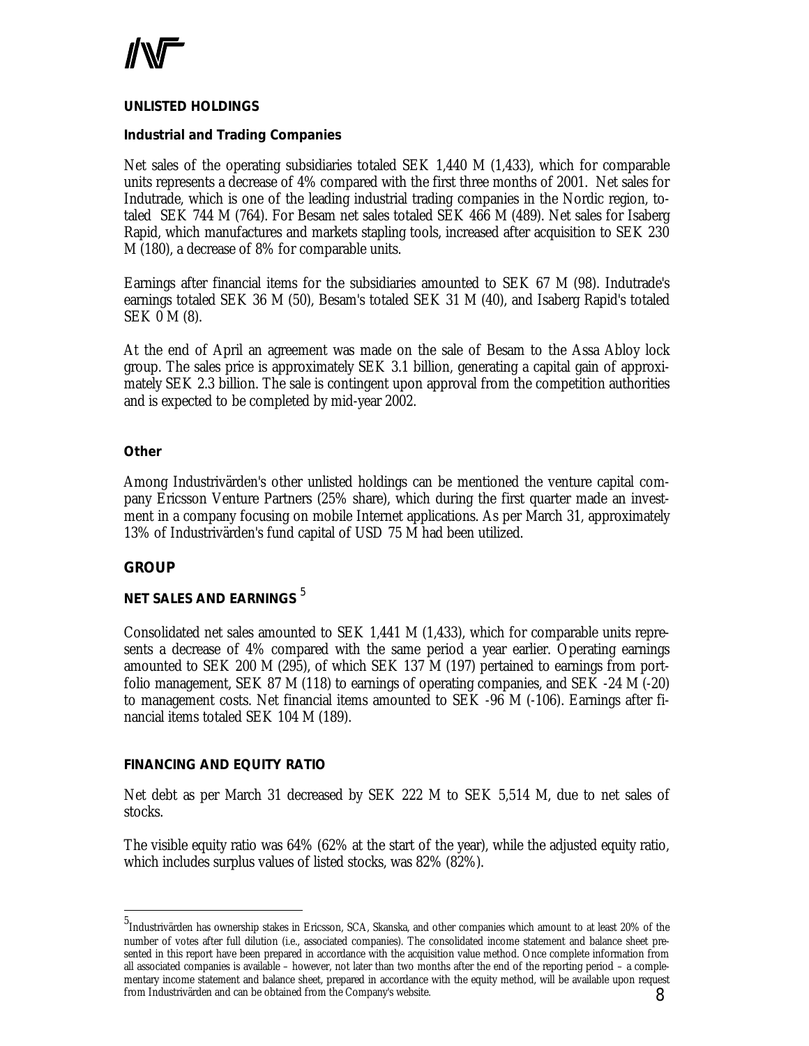## UNLISTED HOLDINGS

### Industrial and Trading Companies

Net sales of the operating subsidiaries totaled SEK 1,440 M (1,433), which for comparable units represents a decrease of 4% compared with the first three months of 2001. Net sales for Indutrade, which is one of the leading industrial trading companies in the Nordic region, totaled SEK 744 M (764). For Besam net sales totaled SEK 466 M (489). Net sales for Isaberg Rapid, which manufactures and markets stapling tools, increased after acquisition to SEK 230 M (180), a decrease of 8% for comparable units.

Earnings after financial items for the subsidiaries amounted to SEK 67 M (98). Indutrade's earnings totaled SEK 36 M (50), Besam's totaled SEK 31 M (40), and Isaberg Rapid's totaled SEK 0 M (8).

At the end of April an agreement was made on the sale of Besam to the Assa Abloy lock group. The sales price is approximately SEK 3.1 billion, generating a capital gain of approximately SEK 2.3 billion. The sale is contingent upon approval from the competition authorities and is expected to be completed by mid-year 2002.

### Other

Among Industrivärden's other unlisted holdings can be mentioned the venture capital company Ericsson Venture Partners (25% share), which during the first quarter made an investment in a company focusing on mobile Internet applications. As per March 31, approximately 13% of Industrivärden's fund capital of USD 75 M had been utilized.

## GROUP

## NET SALES AND EARNINGS [5]

Consolidated net sales amounted to SEK 1,441 M (1,433), which for comparable units represents a decrease of 4% compared with the same period a year earlier. Operating earnings amounted to SEK 200 M (295), of which SEK 137 M (197) pertained to earnings from portfolio management, SEK 87 M (118) to earnings of operating companies, and SEK -24 M (-20) to management costs. Net financial items amounted to SEK -96 M (-106). Earnings after financial items totaled SEK 104 M (189).

## FINANCING AND EQUITY RATIO

Net debt as per March 31 decreased by SEK 222 M to SEK 5,514 M, due to net sales of stocks.

The visible equity ratio was 64% (62% at the start of the year), while the adjusted equity ratio, which includes surplus values of listed stocks, was 82% (82%).

---

[5] Industrivärden has ownership stakes in Ericsson, SCA, Skanska, and other companies which amount to at least 20% of the number of votes after full dilution (i.e., associated companies). The consolidated income statement and balance sheet presented in this report have been prepared in accordance with the acquisition value method. Once complete information from all associated companies is available – however, not later than two months after the end of the reporting period – a complementary income statement and balance sheet, prepared in accordance with the equity method, will be available upon request from Industrivärden and can be obtained from the Company's website.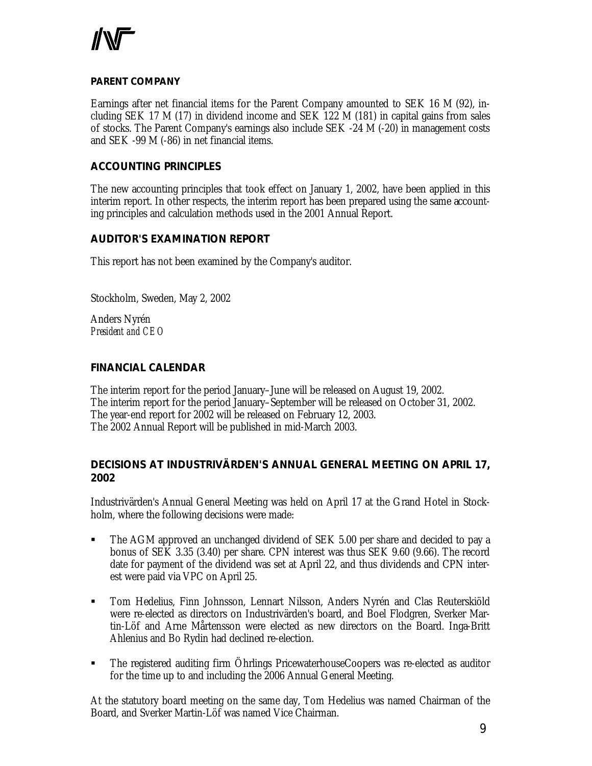## PARENT COMPANY

Earnings after net financial items for the Parent Company amounted to SEK 16 M (92), including SEK 17 M (17) in dividend income and SEK 122 M (181) in capital gains from sales of stocks. The Parent Company's earnings also include SEK -24 M (-20) in management costs and SEK -99 M (-86) in net financial items.

## ACCOUNTING PRINCIPLES

The new accounting principles that took effect on January 1, 2002, have been applied in this interim report. In other respects, the interim report has been prepared using the same accounting principles and calculation methods used in the 2001 Annual Report.

## AUDITOR'S EXAMINATION REPORT

This report has not been examined by the Company's auditor.

Stockholm, Sweden, May 2, 2002

Anders Nyrén
*President and CEO*

## FINANCIAL CALENDAR

The interim report for the period January–June will be released on August 19, 2002.
The interim report for the period January–September will be released on October 31, 2002.
The year-end report for 2002 will be released on February 12, 2003.
The 2002 Annual Report will be published in mid-March 2003.

## DECISIONS AT INDUSTRIVÄRDEN'S ANNUAL GENERAL MEETING ON APRIL 17, 2002

Industrivärden's Annual General Meeting was held on April 17 at the Grand Hotel in Stockholm, where the following decisions were made:

- The AGM approved an unchanged dividend of SEK 5.00 per share and decided to pay a bonus of SEK 3.35 (3.40) per share. CPN interest was thus SEK 9.60 (9.66). The record date for payment of the dividend was set at April 22, and thus dividends and CPN interest were paid via VPC on April 25.
- Tom Hedelius, Finn Johnsson, Lennart Nilsson, Anders Nyrén and Clas Reuterskiöld were re-elected as directors on Industrivärden's board, and Boel Flodgren, Sverker Martin-Löf and Arne Mårtensson were elected as new directors on the Board. Inga-Britt Ahlenius and Bo Rydin had declined re-election.
- The registered auditing firm Öhrlings PricewaterhouseCoopers was re-elected as auditor for the time up to and including the 2006 Annual General Meeting.

At the statutory board meeting on the same day, Tom Hedelius was named Chairman of the Board, and Sverker Martin-Löf was named Vice Chairman.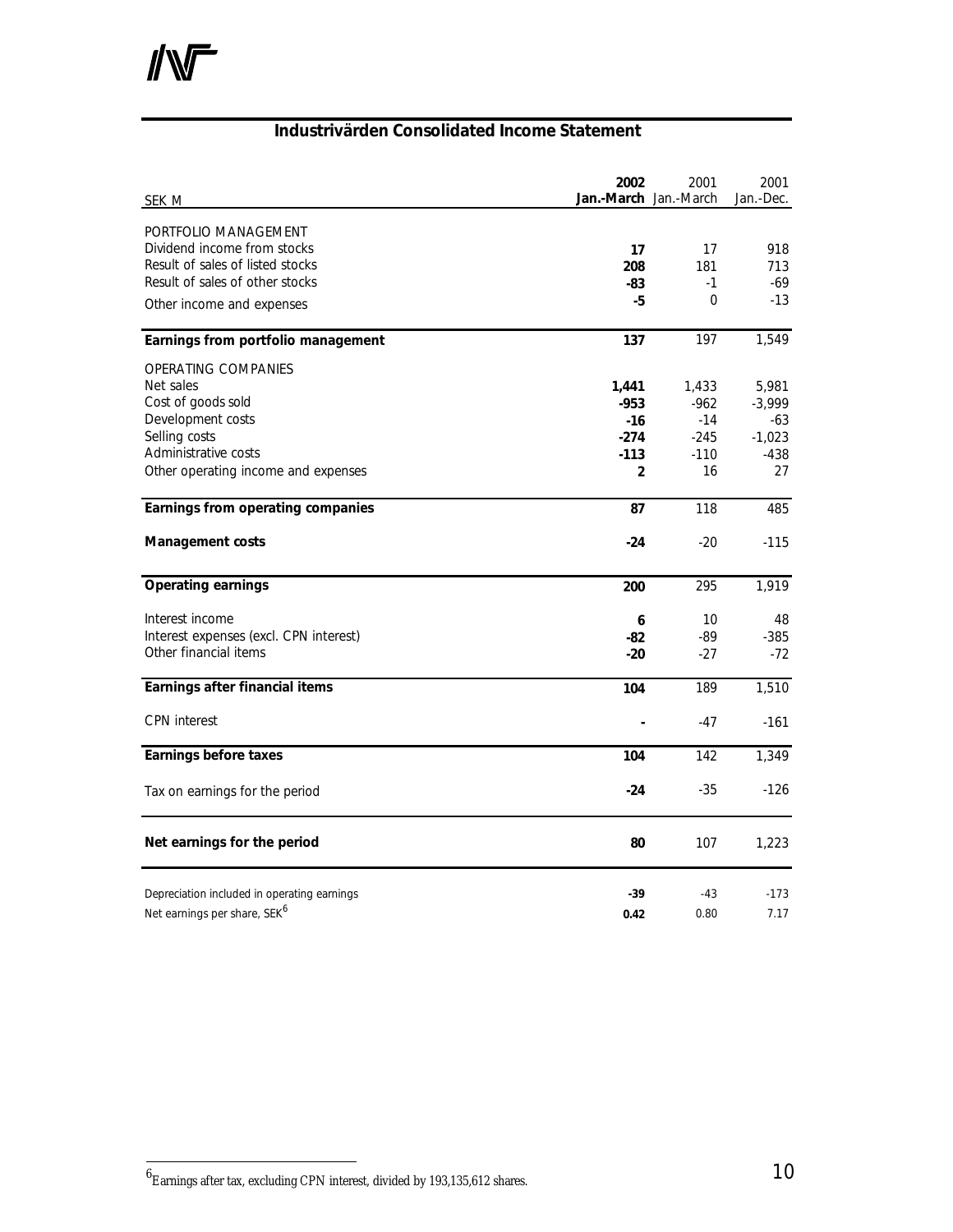## Industrivärden Consolidated Income Statement

| SEK M | 2002 Jan.-March | 2001 Jan.-March | 2001 Jan.-Dec. |
|---|---|---|---|
| PORTFOLIO MANAGEMENT | | | |
| Dividend income from stocks | **17** | 17 | 918 |
| Result of sales of listed stocks | **208** | 181 | 713 |
| Result of sales of other stocks | **-83** | -1 | -69 |
| Other income and expenses | **-5** | 0 | -13 |
| **Earnings from portfolio management** | **137** | 197 | 1,549 |
| OPERATING COMPANIES | | | |
| Net sales | **1,441** | 1,433 | 5,981 |
| Cost of goods sold | **-953** | -962 | -3,999 |
| Development costs | **-16** | -14 | -63 |
| Selling costs | **-274** | -245 | -1,023 |
| Administrative costs | **-113** | -110 | -438 |
| Other operating income and expenses | **2** | 16 | 27 |
| **Earnings from operating companies** | **87** | 118 | 485 |
| **Management costs** | **-24** | -20 | -115 |
| **Operating earnings** | **200** | 295 | 1,919 |
| Interest income | **6** | 10 | 48 |
| Interest expenses (excl. CPN interest) | **-82** | -89 | -385 |
| Other financial items | **-20** | -27 | -72 |
| **Earnings after financial items** | **104** | 189 | 1,510 |
| CPN interest | **-** | -47 | -161 |
| **Earnings before taxes** | **104** | 142 | 1,349 |
| Tax on earnings for the period | **-24** | -35 | -126 |
| **Net earnings for the period** | **80** | 107 | 1,223 |
| Depreciation included in operating earnings | **-39** | -43 | -173 |
| Net earnings per share, SEK[6] | **0.42** | 0.80 | 7.17 |

[6] Earnings after tax, excluding CPN interest, divided by 193,135,612 shares.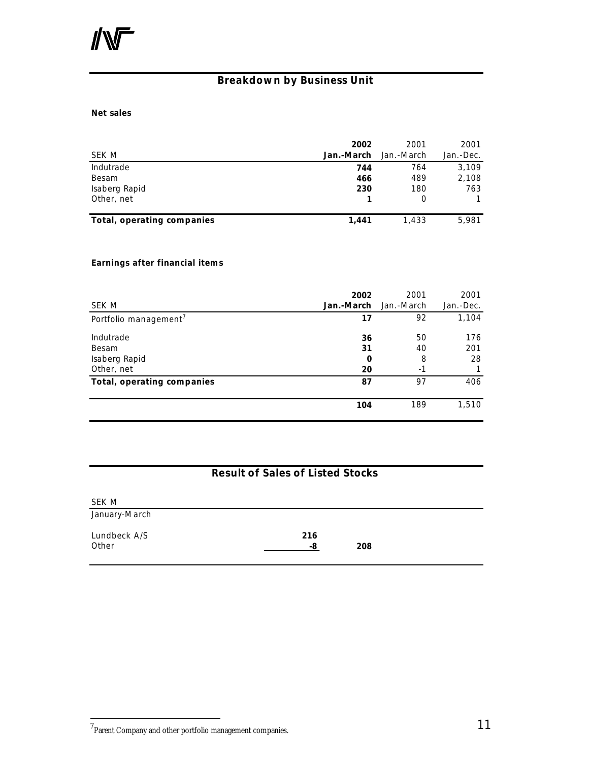## Breakdown by Business Unit

**Net sales**

| SEK M | **2002 Jan.-March** | 2001 Jan.-March | 2001 Jan.-Dec. |
|---|---|---|---|
| Indutrade | **744** | 764 | 3,109 |
| Besam | **466** | 489 | 2,108 |
| Isaberg Rapid | **230** | 180 | 763 |
| Other, net | **1** | 0 | 1 |
| **Total, operating companies** | **1,441** | 1,433 | 5,981 |

**Earnings after financial items**

| SEK M | **2002 Jan.-March** | 2001 Jan.-March | 2001 Jan.-Dec. |
|---|---|---|---|
| Portfolio management[7] | **17** | 92 | 1,104 |
| Indutrade | **36** | 50 | 176 |
| Besam | **31** | 40 | 201 |
| Isaberg Rapid | **0** | 8 | 28 |
| Other, net | **20** | -1 | 1 |
| **Total, operating companies** | **87** | 97 | 406 |
| | **104** | 189 | 1,510 |

## Result of Sales of Listed Stocks

| SEK M | | |
|---|---|---|
| January-March | | |
| Lundbeck A/S | **216** | |
| Other | **-8** | **208** |

[7] Parent Company and other portfolio management companies.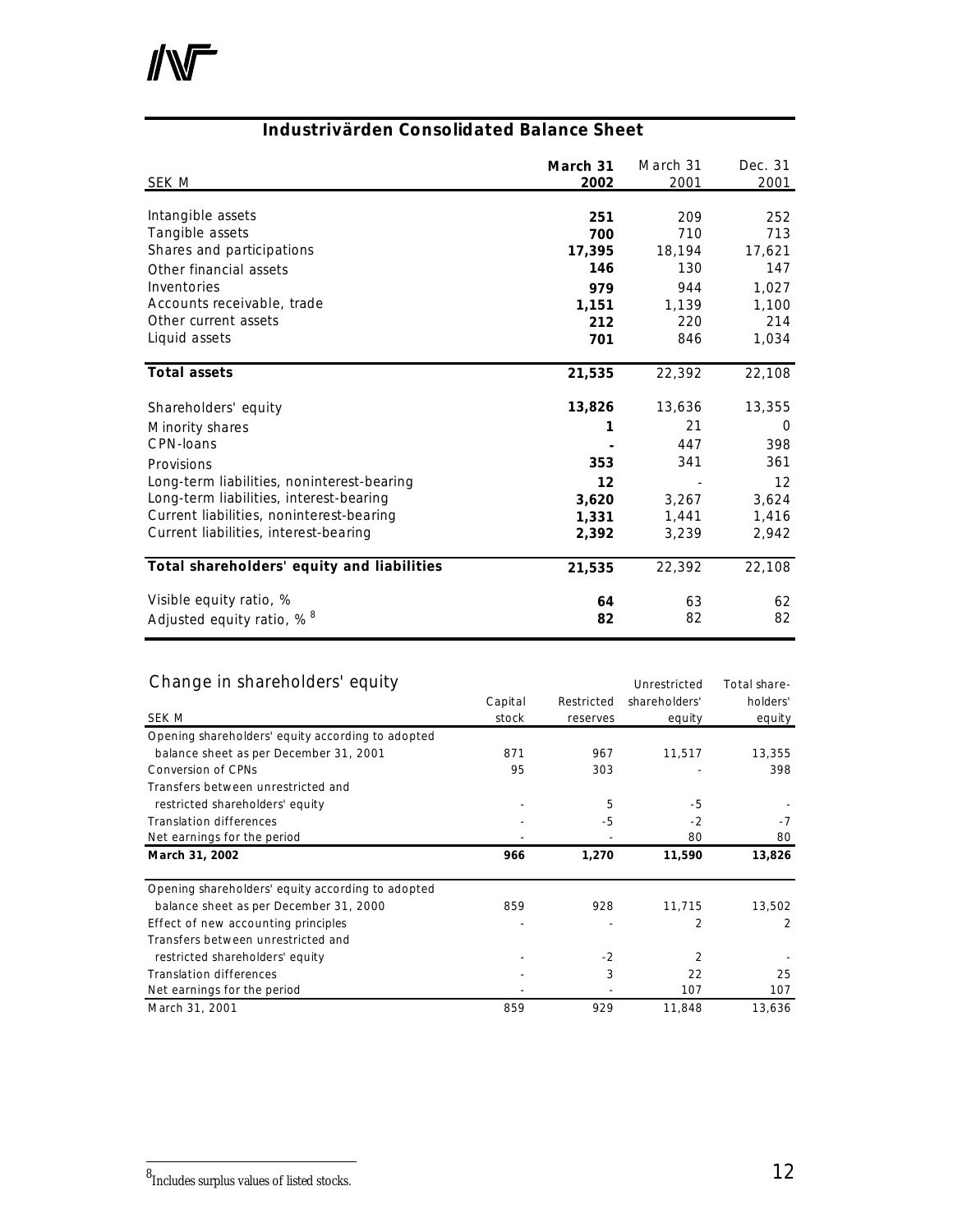## Industrivärden Consolidated Balance Sheet

| SEK M | March 31 2002 | March 31 2001 | Dec. 31 2001 |
|---|---|---|---|
| Intangible assets | **251** | 209 | 252 |
| Tangible assets | **700** | 710 | 713 |
| Shares and participations | **17,395** | 18,194 | 17,621 |
| Other financial assets | **146** | 130 | 147 |
| Inventories | **979** | 944 | 1,027 |
| Accounts receivable, trade | **1,151** | 1,139 | 1,100 |
| Other current assets | **212** | 220 | 214 |
| Liquid assets | **701** | 846 | 1,034 |
| **Total assets** | **21,535** | 22,392 | 22,108 |
| Shareholders' equity | **13,826** | 13,636 | 13,355 |
| Minority shares | **1** | 21 | 0 |
| CPN-loans | **-** | 447 | 398 |
| Provisions | **353** | 341 | 361 |
| Long-term liabilities, noninterest-bearing | **12** | - | 12 |
| Long-term liabilities, interest-bearing | **3,620** | 3,267 | 3,624 |
| Current liabilities, noninterest-bearing | **1,331** | 1,441 | 1,416 |
| Current liabilities, interest-bearing | **2,392** | 3,239 | 2,942 |
| **Total shareholders' equity and liabilities** | **21,535** | 22,392 | 22,108 |
| Visible equity ratio, % | **64** | 63 | 62 |
| Adjusted equity ratio, % [8] | **82** | 82 | 82 |

## Change in shareholders' equity

| SEK M | Capital stock | Restricted reserves | Unrestricted shareholders' equity | Total share-holders' equity |
|---|---|---|---|---|
| Opening shareholders' equity according to adopted balance sheet as per December 31, 2001 | 871 | 967 | 11,517 | 13,355 |
| Conversion of CPNs | 95 | 303 | - | 398 |
| Transfers between unrestricted and restricted shareholders' equity | - | 5 | -5 | - |
| Translation differences | - | -5 | -2 | -7 |
| Net earnings for the period | - | - | 80 | 80 |
| **March 31, 2002** | **966** | **1,270** | **11,590** | **13,826** |
| Opening shareholders' equity according to adopted balance sheet as per December 31, 2000 | 859 | 928 | 11,715 | 13,502 |
| Effect of new accounting principles | - | - | 2 | 2 |
| Transfers between unrestricted and restricted shareholders' equity | - | -2 | 2 | - |
| Translation differences | - | 3 | 22 | 25 |
| Net earnings for the period | - | - | 107 | 107 |
| March 31, 2001 | 859 | 929 | 11,848 | 13,636 |

[8] Includes surplus values of listed stocks.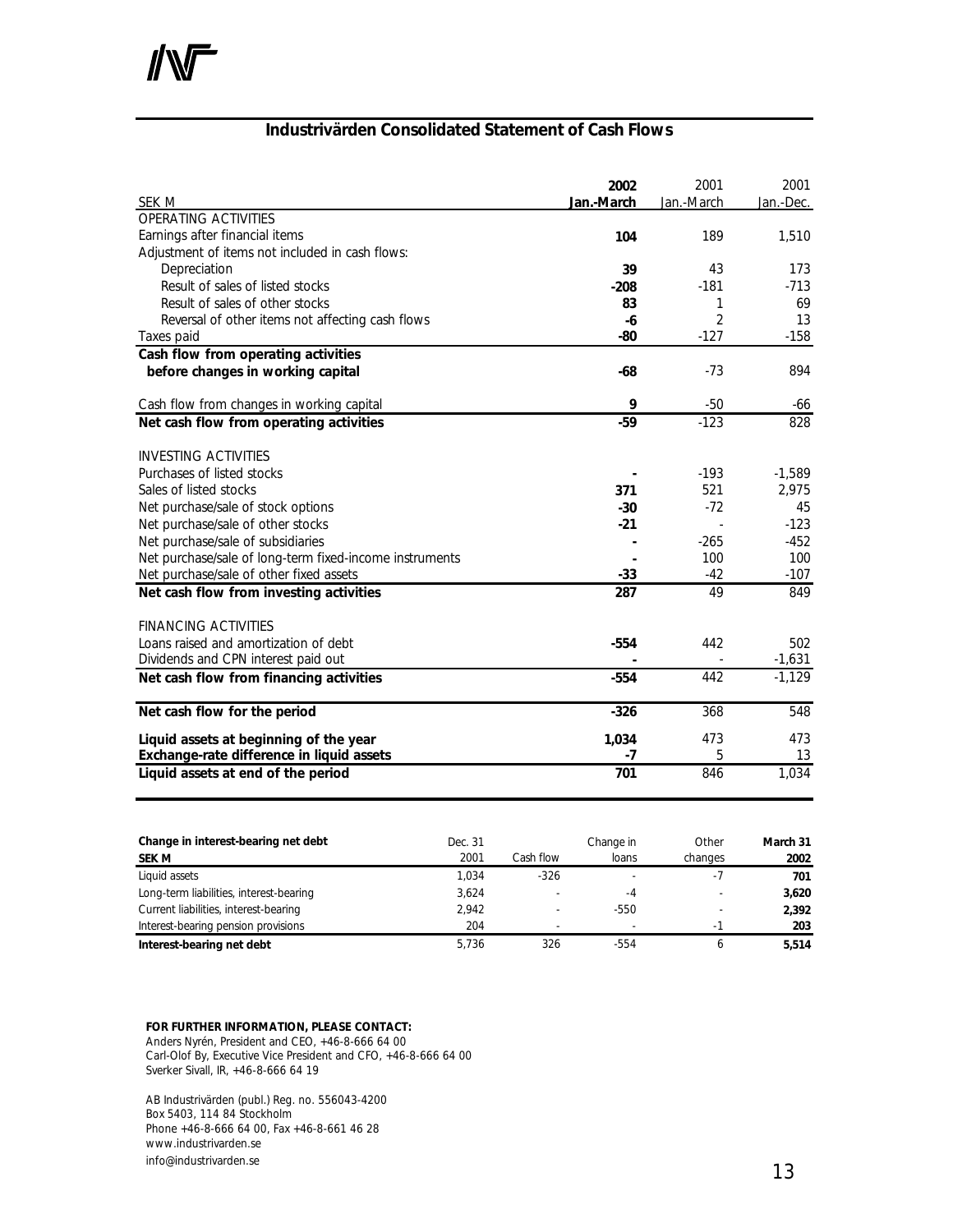## Industrivärden Consolidated Statement of Cash Flows

| SEK M | 2002 Jan.-March | 2001 Jan.-March | 2001 Jan.-Dec. |
|---|---|---|---|
| OPERATING ACTIVITIES | | | |
| Earnings after financial items | **104** | 189 | 1,510 |
| Adjustment of items not included in cash flows: | | | |
| Depreciation | **39** | 43 | 173 |
| Result of sales of listed stocks | **-208** | -181 | -713 |
| Result of sales of other stocks | **83** | 1 | 69 |
| Reversal of other items not affecting cash flows | **-6** | 2 | 13 |
| Taxes paid | **-80** | -127 | -158 |
| **Cash flow from operating activities before changes in working capital** | **-68** | -73 | 894 |
| Cash flow from changes in working capital | **9** | -50 | -66 |
| **Net cash flow from operating activities** | **-59** | -123 | 828 |
| INVESTING ACTIVITIES | | | |
| Purchases of listed stocks | **-** | -193 | -1,589 |
| Sales of listed stocks | **371** | 521 | 2,975 |
| Net purchase/sale of stock options | **-30** | -72 | 45 |
| Net purchase/sale of other stocks | **-21** | - | -123 |
| Net purchase/sale of subsidiaries | **-** | -265 | -452 |
| Net purchase/sale of long-term fixed-income instruments | **-** | 100 | 100 |
| Net purchase/sale of other fixed assets | **-33** | -42 | -107 |
| **Net cash flow from investing activities** | **287** | 49 | 849 |
| FINANCING ACTIVITIES | | | |
| Loans raised and amortization of debt | **-554** | 442 | 502 |
| Dividends and CPN interest paid out | **-** | - | -1,631 |
| **Net cash flow from financing activities** | **-554** | 442 | -1,129 |
| **Net cash flow for the period** | **-326** | 368 | 548 |
| **Liquid assets at beginning of the year** | **1,034** | 473 | 473 |
| **Exchange-rate difference in liquid assets** | **-7** | 5 | 13 |
| **Liquid assets at end of the period** | **701** | 846 | 1,034 |

| **Change in interest-bearing net debt SEK M** | Dec. 31 2001 | Cash flow | Change in loans | Other changes | **March 31 2002** |
|---|---|---|---|---|---|
| Liquid assets | 1,034 | -326 | - | -7 | **701** |
| Long-term liabilities, interest-bearing | 3,624 | - | -4 | - | **3,620** |
| Current liabilities, interest-bearing | 2,942 | - | -550 | - | **2,392** |
| Interest-bearing pension provisions | 204 | - | - | -1 | **203** |
| **Interest-bearing net debt** | 5,736 | 326 | -554 | 6 | **5,514** |

**FOR FURTHER INFORMATION, PLEASE CONTACT:**
Anders Nyrén, President and CEO, +46-8-666 64 00
Carl-Olof By, Executive Vice President and CFO, +46-8-666 64 00
Sverker Sivall, IR, +46-8-666 64 19

AB Industrivärden (publ.) Reg. no. 556043-4200
Box 5403, 114 84 Stockholm
Phone +46-8-666 64 00, Fax +46-8-661 46 28
www.industrivarden.se
info@industrivarden.se